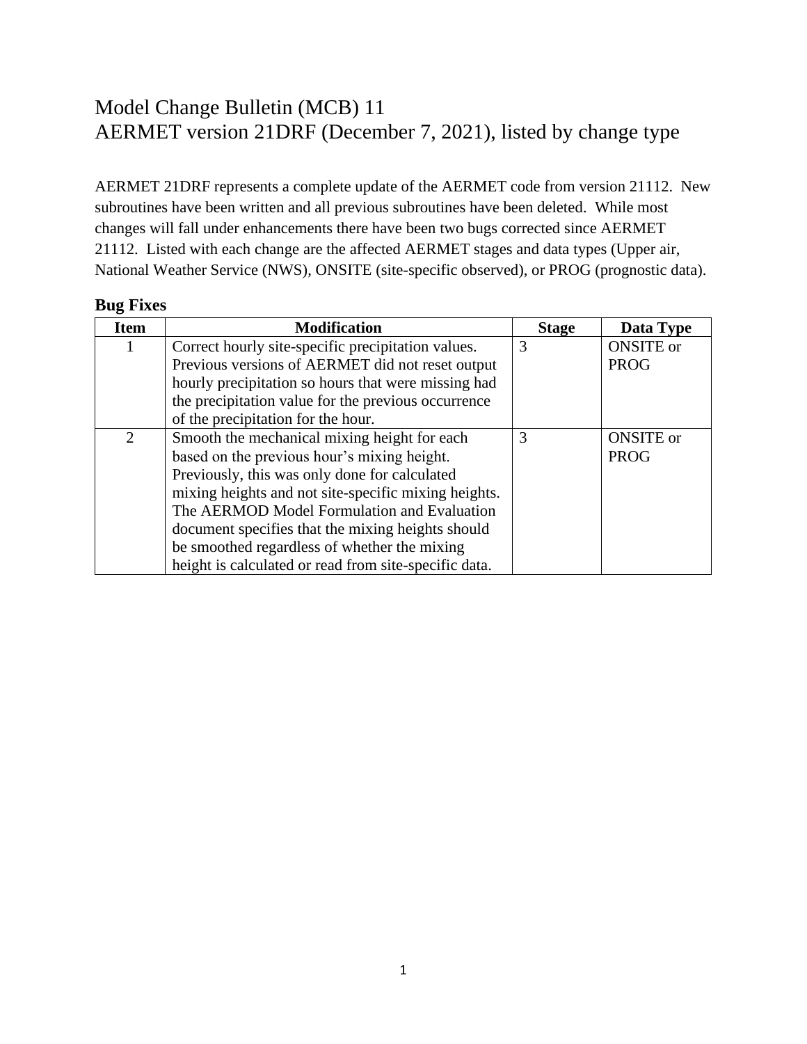# Model Change Bulletin (MCB) 11
# AERMET version 21DRF (December 7, 2021), listed by change type

AERMET 21DRF represents a complete update of the AERMET code from version 21112. New subroutines have been written and all previous subroutines have been deleted. While most changes will fall under enhancements there have been two bugs corrected since AERMET 21112. Listed with each change are the affected AERMET stages and data types (Upper air, National Weather Service (NWS), ONSITE (site-specific observed), or PROG (prognostic data).

### Bug Fixes

| Item | Modification | Stage | Data Type |
|---|---|---|---|
| 1 | Correct hourly site-specific precipitation values. Previous versions of AERMET did not reset output hourly precipitation so hours that were missing had the precipitation value for the previous occurrence of the precipitation for the hour. | 3 | ONSITE or PROG |
| 2 | Smooth the mechanical mixing height for each based on the previous hour's mixing height. Previously, this was only done for calculated mixing heights and not site-specific mixing heights. The AERMOD Model Formulation and Evaluation document specifies that the mixing heights should be smoothed regardless of whether the mixing height is calculated or read from site-specific data. | 3 | ONSITE or PROG |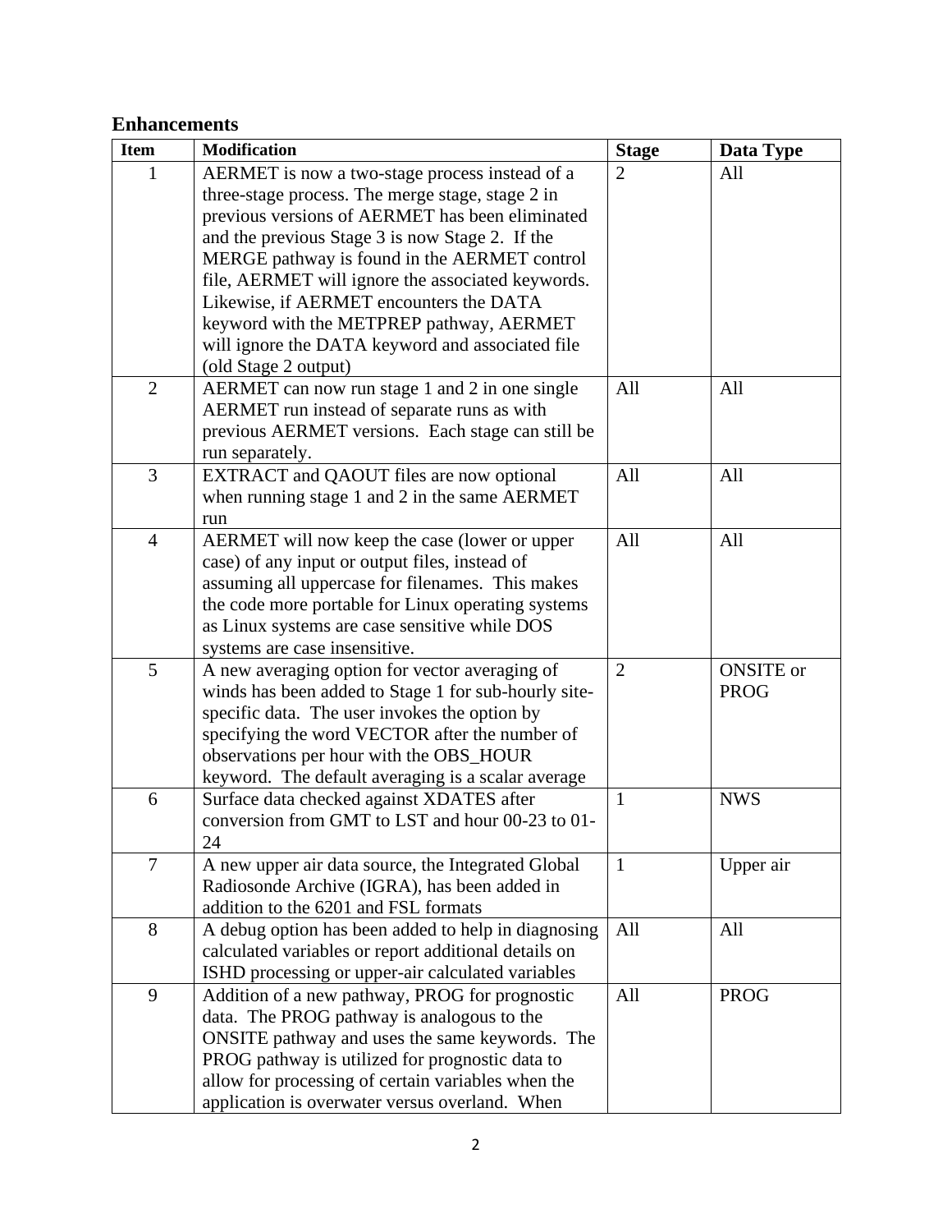## Enhancements

| Item | Modification | Stage | Data Type |
|---|---|---|---|
| 1 | AERMET is now a two-stage process instead of a three-stage process. The merge stage, stage 2 in previous versions of AERMET has been eliminated and the previous Stage 3 is now Stage 2. If the MERGE pathway is found in the AERMET control file, AERMET will ignore the associated keywords. Likewise, if AERMET encounters the DATA keyword with the METPREP pathway, AERMET will ignore the DATA keyword and associated file (old Stage 2 output) | 2 | All |
| 2 | AERMET can now run stage 1 and 2 in one single AERMET run instead of separate runs as with previous AERMET versions. Each stage can still be run separately. | All | All |
| 3 | EXTRACT and QAOUT files are now optional when running stage 1 and 2 in the same AERMET run | All | All |
| 4 | AERMET will now keep the case (lower or upper case) of any input or output files, instead of assuming all uppercase for filenames. This makes the code more portable for Linux operating systems as Linux systems are case sensitive while DOS systems are case insensitive. | All | All |
| 5 | A new averaging option for vector averaging of winds has been added to Stage 1 for sub-hourly site-specific data. The user invokes the option by specifying the word VECTOR after the number of observations per hour with the OBS_HOUR keyword. The default averaging is a scalar average | 2 | ONSITE or PROG |
| 6 | Surface data checked against XDATES after conversion from GMT to LST and hour 00-23 to 01-24 | 1 | NWS |
| 7 | A new upper air data source, the Integrated Global Radiosonde Archive (IGRA), has been added in addition to the 6201 and FSL formats | 1 | Upper air |
| 8 | A debug option has been added to help in diagnosing calculated variables or report additional details on ISHD processing or upper-air calculated variables | All | All |
| 9 | Addition of a new pathway, PROG for prognostic data. The PROG pathway is analogous to the ONSITE pathway and uses the same keywords. The PROG pathway is utilized for prognostic data to allow for processing of certain variables when the application is overwater versus overland. When | All | PROG |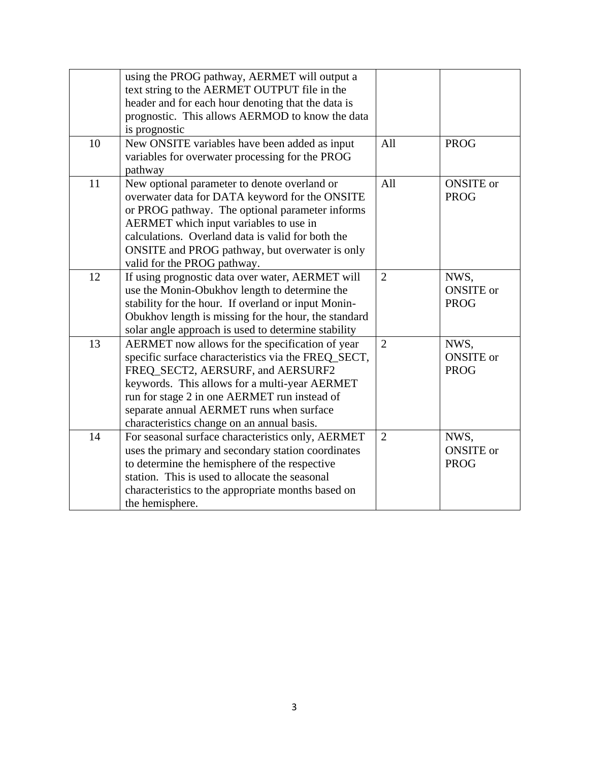|  |  |  |  |
| --- | --- | --- | --- |
|  | using the PROG pathway, AERMET will output a text string to the AERMET OUTPUT file in the header and for each hour denoting that the data is prognostic. This allows AERMOD to know the data is prognostic |  |  |
| 10 | New ONSITE variables have been added as input variables for overwater processing for the PROG pathway | All | PROG |
| 11 | New optional parameter to denote overland or overwater data for DATA keyword for the ONSITE or PROG pathway. The optional parameter informs AERMET which input variables to use in calculations. Overland data is valid for both the ONSITE and PROG pathway, but overwater is only valid for the PROG pathway. | All | ONSITE or PROG |
| 12 | If using prognostic data over water, AERMET will use the Monin-Obukhov length to determine the stability for the hour. If overland or input Monin-Obukhov length is missing for the hour, the standard solar angle approach is used to determine stability | 2 | NWS, ONSITE or PROG |
| 13 | AERMET now allows for the specification of year specific surface characteristics via the FREQ_SECT, FREQ_SECT2, AERSURF, and AERSURF2 keywords. This allows for a multi-year AERMET run for stage 2 in one AERMET run instead of separate annual AERMET runs when surface characteristics change on an annual basis. | 2 | NWS, ONSITE or PROG |
| 14 | For seasonal surface characteristics only, AERMET uses the primary and secondary station coordinates to determine the hemisphere of the respective station. This is used to allocate the seasonal characteristics to the appropriate months based on the hemisphere. | 2 | NWS, ONSITE or PROG |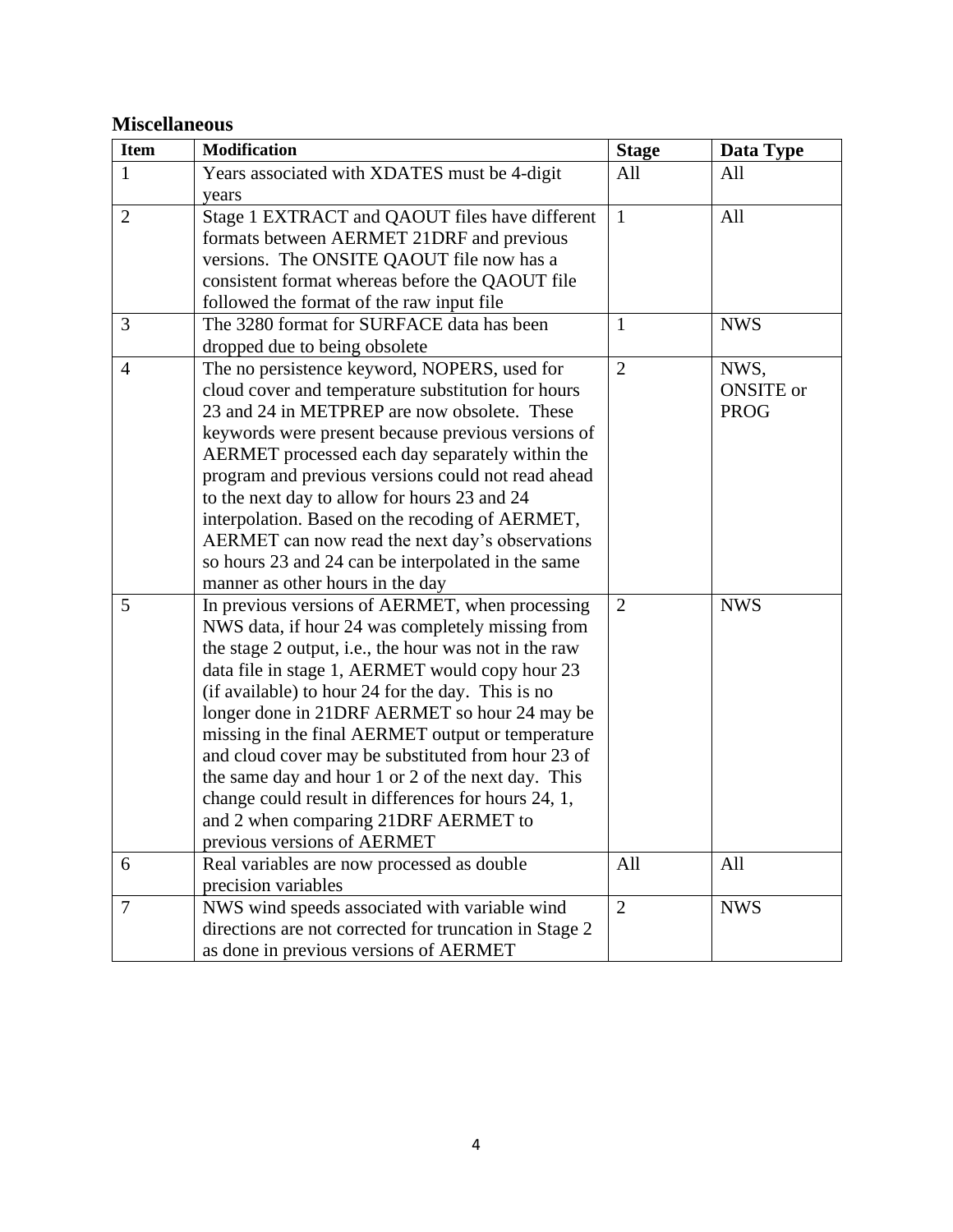## Miscellaneous

| Item | Modification | Stage | Data Type |
|---|---|---|---|
| 1 | Years associated with XDATES must be 4-digit years | All | All |
| 2 | Stage 1 EXTRACT and QAOUT files have different formats between AERMET 21DRF and previous versions. The ONSITE QAOUT file now has a consistent format whereas before the QAOUT file followed the format of the raw input file | 1 | All |
| 3 | The 3280 format for SURFACE data has been dropped due to being obsolete | 1 | NWS |
| 4 | The no persistence keyword, NOPERS, used for cloud cover and temperature substitution for hours 23 and 24 in METPREP are now obsolete. These keywords were present because previous versions of AERMET processed each day separately within the program and previous versions could not read ahead to the next day to allow for hours 23 and 24 interpolation. Based on the recoding of AERMET, AERMET can now read the next day's observations so hours 23 and 24 can be interpolated in the same manner as other hours in the day | 2 | NWS, ONSITE or PROG |
| 5 | In previous versions of AERMET, when processing NWS data, if hour 24 was completely missing from the stage 2 output, i.e., the hour was not in the raw data file in stage 1, AERMET would copy hour 23 (if available) to hour 24 for the day. This is no longer done in 21DRF AERMET so hour 24 may be missing in the final AERMET output or temperature and cloud cover may be substituted from hour 23 of the same day and hour 1 or 2 of the next day. This change could result in differences for hours 24, 1, and 2 when comparing 21DRF AERMET to previous versions of AERMET | 2 | NWS |
| 6 | Real variables are now processed as double precision variables | All | All |
| 7 | NWS wind speeds associated with variable wind directions are not corrected for truncation in Stage 2 as done in previous versions of AERMET | 2 | NWS |